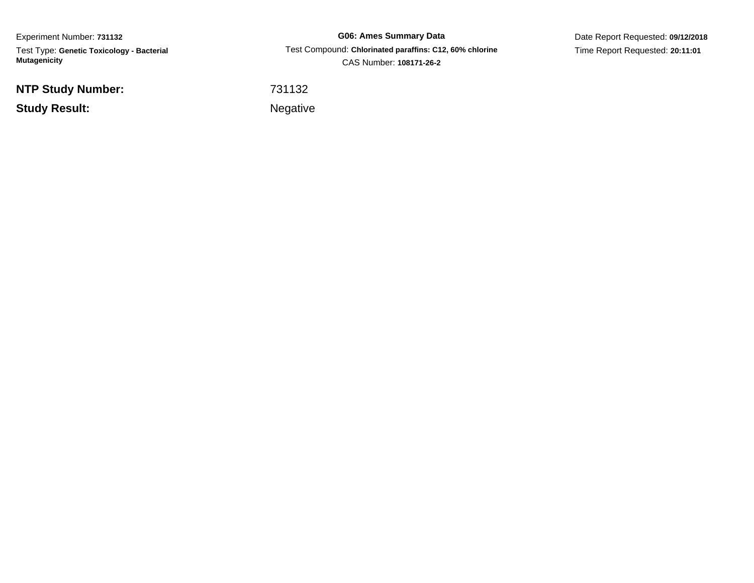Experiment Number: **731132**

Test Type: **Genetic Toxicology - Bacterial Mutagenicity**

**G06: Ames Summary Data**

Test Compound: **Chlorinated paraffins: C12, 60% chlorine**

CAS Number: **108171-26-2**

Date Report Requested: **09/12/2018**

Time Report Requested: **20:11:01**

**NTP Study Number:** 731132

**Study Result:** Negative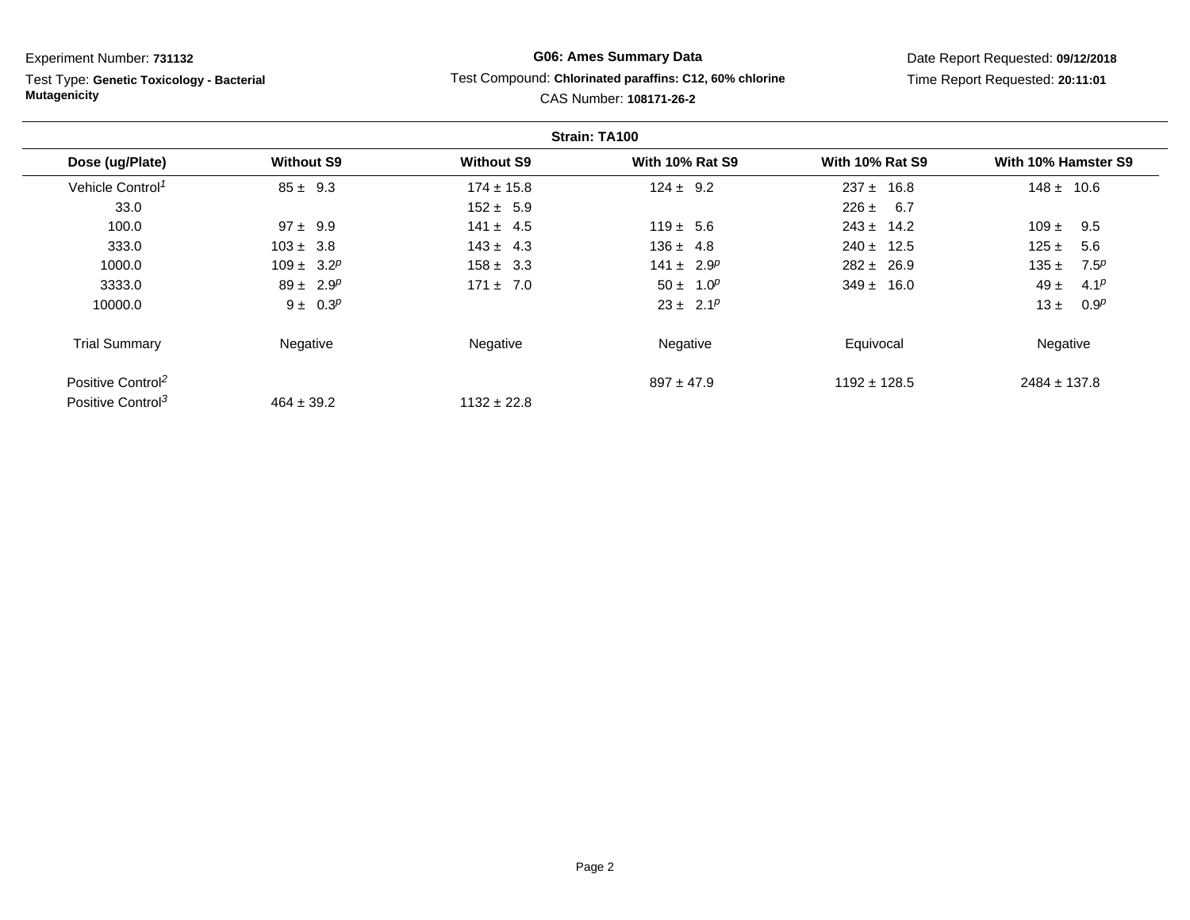Experiment Number: **731132**

Test Type: **Genetic Toxicology - Bacterial Mutagenicity**

**G06: Ames Summary Data**

Test Compound: **Chlorinated paraffins: C12, 60% chlorine**

CAS Number: **108171-26-2**

Date Report Requested: **09/12/2018**

Time Report Requested: **20:11:01**

**Strain: TA100**

| Dose (ug/Plate) | Without S9 | Without S9 | With 10% Rat S9 | With 10% Rat S9 | With 10% Hamster S9 |
|---|---|---|---|---|---|
| Vehicle Control[1] | 85 ± 9.3 | 174 ± 15.8 | 124 ± 9.2 | 237 ± 16.8 | 148 ± 10.6 |
| 33.0 | | 152 ± 5.9 | | 226 ± 6.7 | |
| 100.0 | 97 ± 9.9 | 141 ± 4.5 | 119 ± 5.6 | 243 ± 14.2 | 109 ± 9.5 |
| 333.0 | 103 ± 3.8 | 143 ± 4.3 | 136 ± 4.8 | 240 ± 12.5 | 125 ± 5.6 |
| 1000.0 | 109 ± 3.2[p] | 158 ± 3.3 | 141 ± 2.9[p] | 282 ± 26.9 | 135 ± 7.5[p] |
| 3333.0 | 89 ± 2.9[p] | 171 ± 7.0 | 50 ± 1.0[p] | 349 ± 16.0 | 49 ± 4.1[p] |
| 10000.0 | 9 ± 0.3[p] | | 23 ± 2.1[p] | | 13 ± 0.9[p] |
| Trial Summary | Negative | Negative | Negative | Equivocal | Negative |
| Positive Control[2] | | | 897 ± 47.9 | 1192 ± 128.5 | 2484 ± 137.8 |
| Positive Control[3] | 464 ± 39.2 | 1132 ± 22.8 | | | |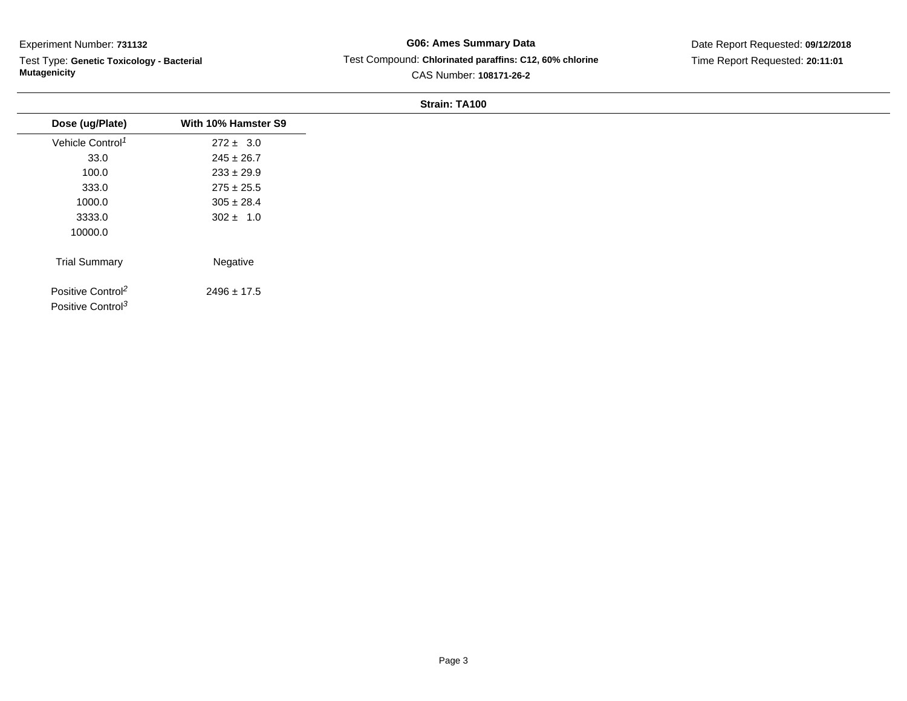Experiment Number: **731132**

Test Type: **Genetic Toxicology - Bacterial Mutagenicity**

**G06: Ames Summary Data**

Test Compound: **Chlorinated paraffins: C12, 60% chlorine**

CAS Number: **108171-26-2**

Date Report Requested: **09/12/2018**

Time Report Requested: **20:11:01**

**Strain: TA100**

| Dose (ug/Plate) | With 10% Hamster S9 |
|---|---|
| Vehicle Control[1] | 272 ± 3.0 |
| 33.0 | 245 ± 26.7 |
| 100.0 | 233 ± 29.9 |
| 333.0 | 275 ± 25.5 |
| 1000.0 | 305 ± 28.4 |
| 3333.0 | 302 ± 1.0 |
| 10000.0 | |
| Trial Summary | Negative |
| Positive Control[2] | 2496 ± 17.5 |
| Positive Control[3] | |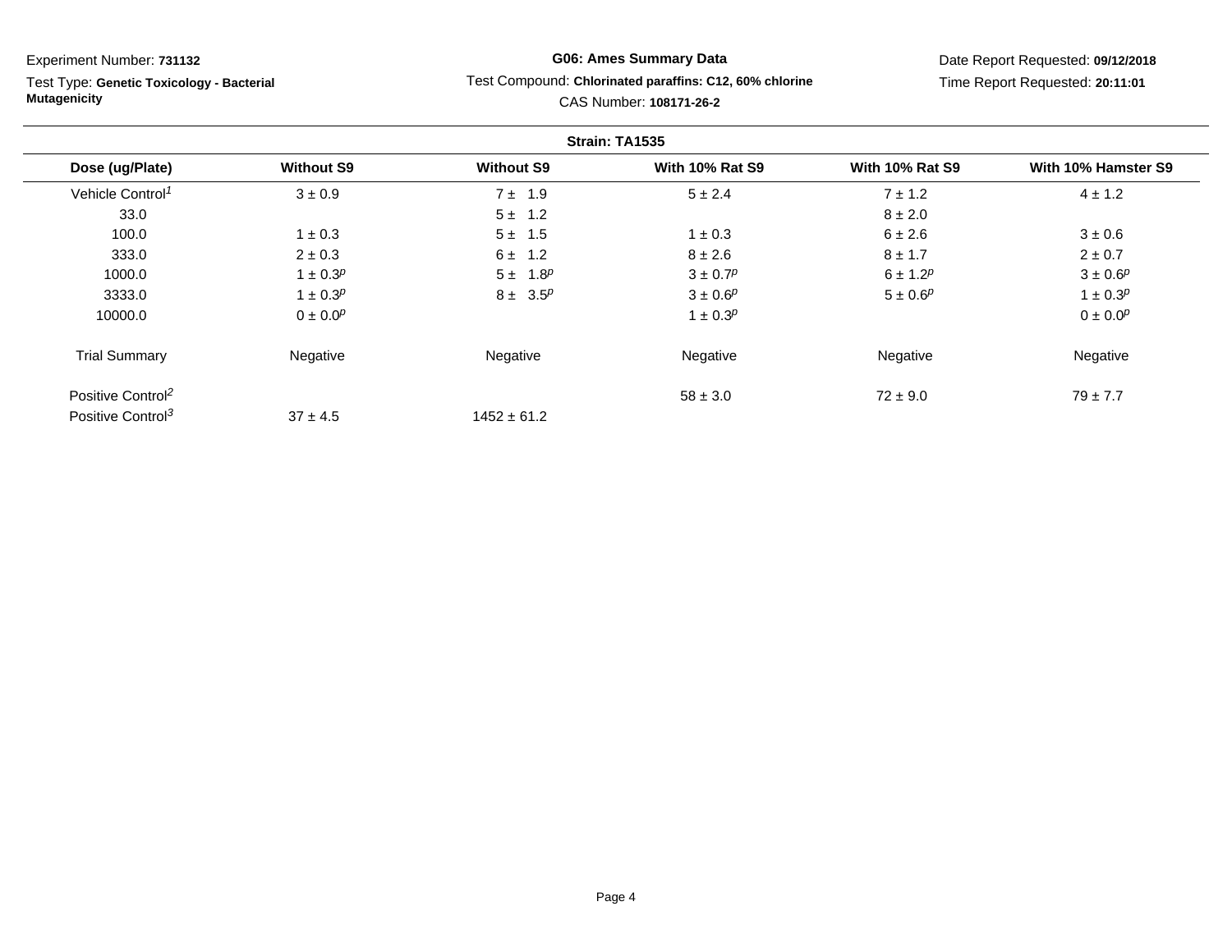Experiment Number: **731132**

Test Type: **Genetic Toxicology - Bacterial Mutagenicity**

**G06: Ames Summary Data**

Test Compound: **Chlorinated paraffins: C12, 60% chlorine**

CAS Number: **108171-26-2**

Date Report Requested: **09/12/2018**

Time Report Requested: **20:11:01**

**Strain: TA1535**

| Dose (ug/Plate) | Without S9 | Without S9 | With 10% Rat S9 | With 10% Rat S9 | With 10% Hamster S9 |
|---|---|---|---|---|---|
| Vehicle Control[1] | 3 ± 0.9 | 7 ± 1.9 | 5 ± 2.4 | 7 ± 1.2 | 4 ± 1.2 |
| 33.0 | | 5 ± 1.2 | | 8 ± 2.0 | |
| 100.0 | 1 ± 0.3 | 5 ± 1.5 | 1 ± 0.3 | 6 ± 2.6 | 3 ± 0.6 |
| 333.0 | 2 ± 0.3 | 6 ± 1.2 | 8 ± 2.6 | 8 ± 1.7 | 2 ± 0.7 |
| 1000.0 | 1 ± 0.3[p] | 5 ± 1.8[p] | 3 ± 0.7[p] | 6 ± 1.2[p] | 3 ± 0.6[p] |
| 3333.0 | 1 ± 0.3[p] | 8 ± 3.5[p] | 3 ± 0.6[p] | 5 ± 0.6[p] | 1 ± 0.3[p] |
| 10000.0 | 0 ± 0.0[p] | | 1 ± 0.3[p] | | 0 ± 0.0[p] |
| Trial Summary | Negative | Negative | Negative | Negative | Negative |
| Positive Control[2] | | | 58 ± 3.0 | 72 ± 9.0 | 79 ± 7.7 |
| Positive Control[3] | 37 ± 4.5 | 1452 ± 61.2 | | | |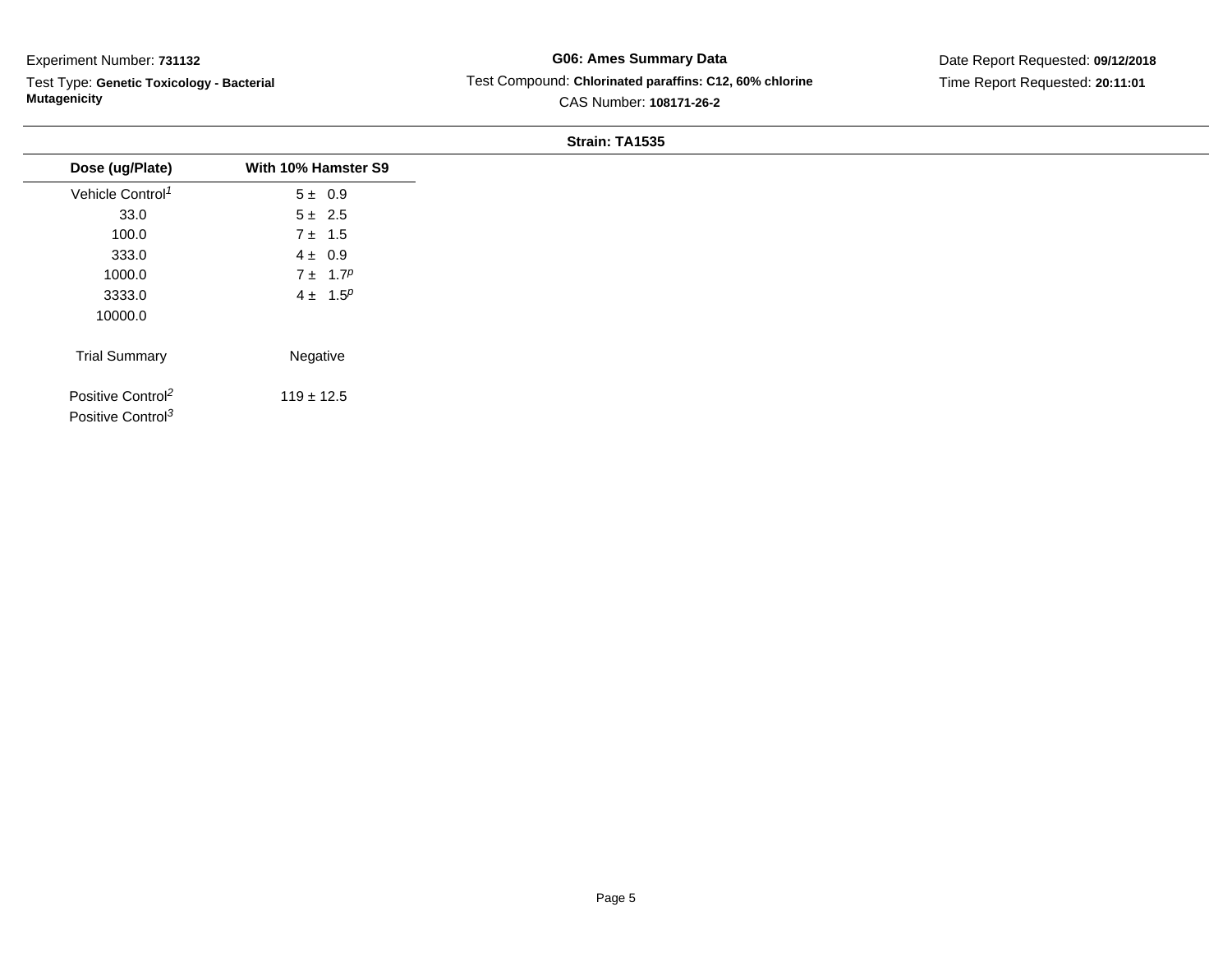Experiment Number: **731132**

Test Type: **Genetic Toxicology - Bacterial Mutagenicity**

**G06: Ames Summary Data**

Test Compound: **Chlorinated paraffins: C12, 60% chlorine**

CAS Number: **108171-26-2**

Date Report Requested: **09/12/2018**

Time Report Requested: **20:11:01**

**Strain: TA1535**

| Dose (ug/Plate) | With 10% Hamster S9 |
|---|---|
| Vehicle Control[1] | 5 ± 0.9 |
| 33.0 | 5 ± 2.5 |
| 100.0 | 7 ± 1.5 |
| 333.0 | 4 ± 0.9 |
| 1000.0 | 7 ± 1.7[p] |
| 3333.0 | 4 ± 1.5[p] |
| 10000.0 | |
| Trial Summary | Negative |
| Positive Control[2] | 119 ± 12.5 |
| Positive Control[3] | |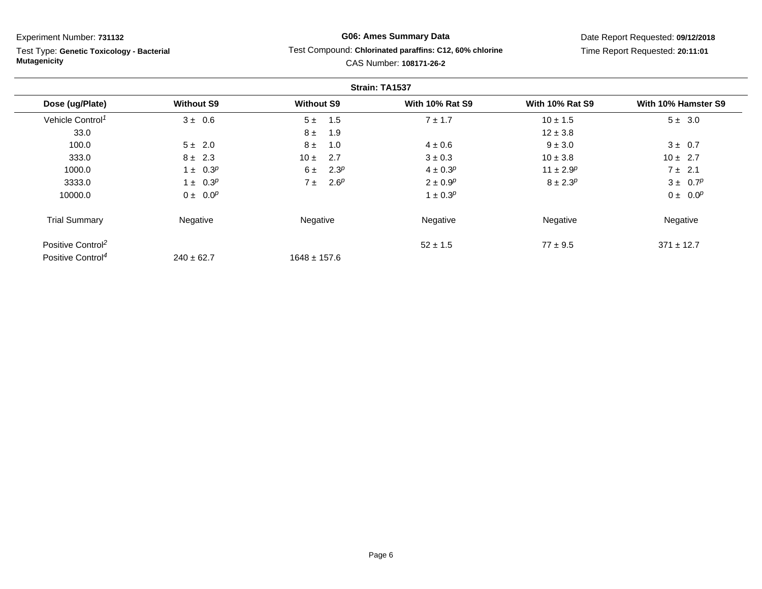Experiment Number: **731132**

Test Type: **Genetic Toxicology - Bacterial Mutagenicity**

**G06: Ames Summary Data**

Test Compound: **Chlorinated paraffins: C12, 60% chlorine**

CAS Number: **108171-26-2**

Date Report Requested: **09/12/2018**

Time Report Requested: **20:11:01**

**Strain: TA1537**

| Dose (ug/Plate) | Without S9 | Without S9 | With 10% Rat S9 | With 10% Rat S9 | With 10% Hamster S9 |
|---|---|---|---|---|---|
| Vehicle Control[1] | 3 ± 0.6 | 5 ± 1.5 | 7 ± 1.7 | 10 ± 1.5 | 5 ± 3.0 |
| 33.0 | | 8 ± 1.9 | | 12 ± 3.8 | |
| 100.0 | 5 ± 2.0 | 8 ± 1.0 | 4 ± 0.6 | 9 ± 3.0 | 3 ± 0.7 |
| 333.0 | 8 ± 2.3 | 10 ± 2.7 | 3 ± 0.3 | 10 ± 3.8 | 10 ± 2.7 |
| 1000.0 | 1 ± 0.3[p] | 6 ± 2.3[p] | 4 ± 0.3[p] | 11 ± 2.9[p] | 7 ± 2.1 |
| 3333.0 | 1 ± 0.3[p] | 7 ± 2.6[p] | 2 ± 0.9[p] | 8 ± 2.3[p] | 3 ± 0.7[p] |
| 10000.0 | 0 ± 0.0[p] | | 1 ± 0.3[p] | | 0 ± 0.0[p] |
| Trial Summary | Negative | Negative | Negative | Negative | Negative |
| Positive Control[2] | | | 52 ± 1.5 | 77 ± 9.5 | 371 ± 12.7 |
| Positive Control[4] | 240 ± 62.7 | 1648 ± 157.6 | | | |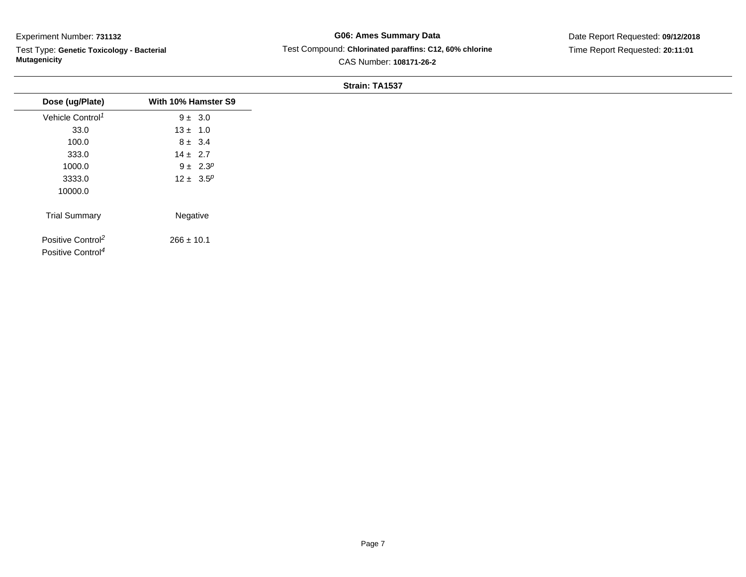Experiment Number: **731132**

Test Type: **Genetic Toxicology - Bacterial Mutagenicity**

**G06: Ames Summary Data**

Test Compound: **Chlorinated paraffins: C12, 60% chlorine**

CAS Number: **108171-26-2**

Date Report Requested: **09/12/2018**

Time Report Requested: **20:11:01**

**Strain: TA1537**

| Dose (ug/Plate) | With 10% Hamster S9 |
|---|---|
| Vehicle Control[1] | 9 ± 3.0 |
| 33.0 | 13 ± 1.0 |
| 100.0 | 8 ± 3.4 |
| 333.0 | 14 ± 2.7 |
| 1000.0 | 9 ± 2.3[p] |
| 3333.0 | 12 ± 3.5[p] |
| 10000.0 | |
| Trial Summary | Negative |
| Positive Control[2] | 266 ± 10.1 |
| Positive Control[4] | |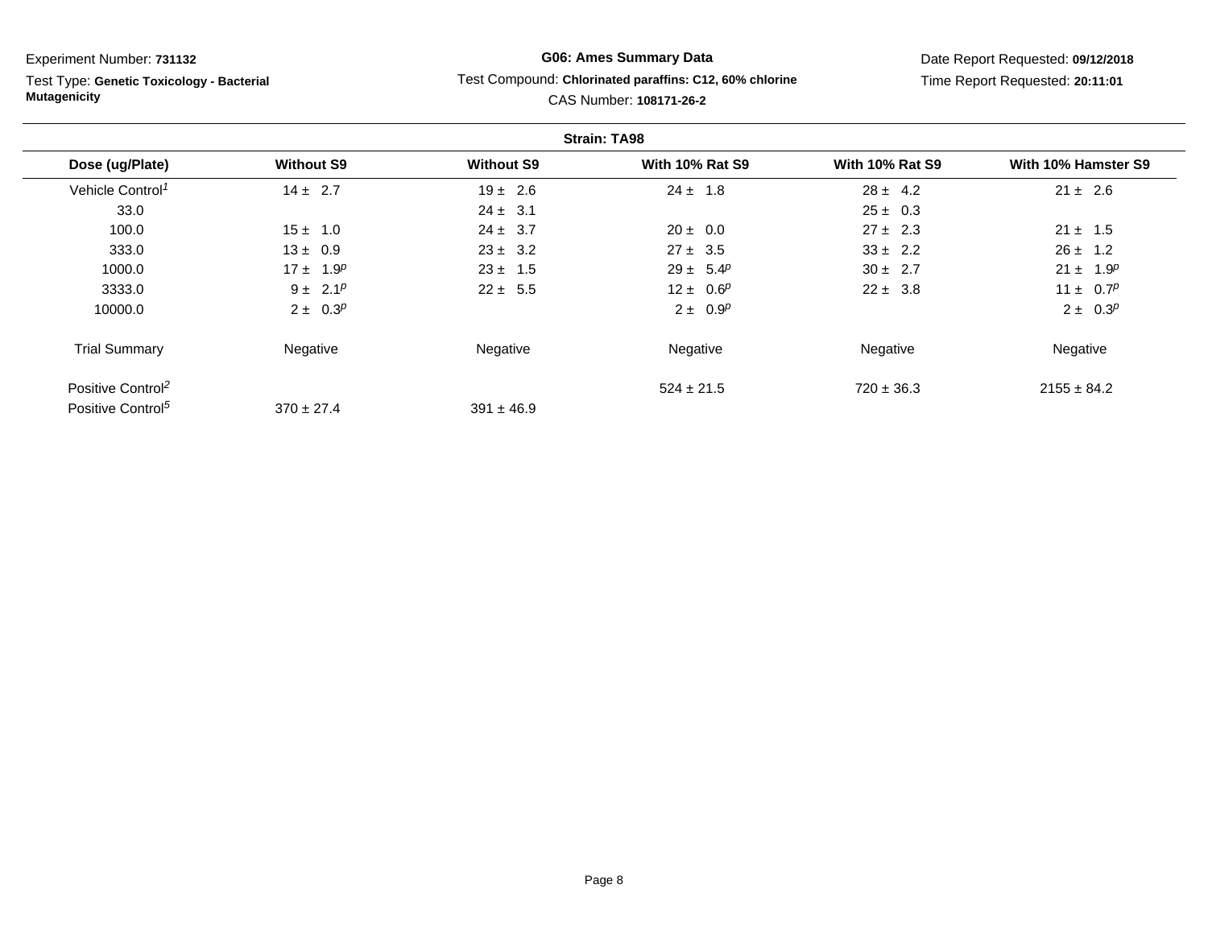Experiment Number: **731132**

Test Type: **Genetic Toxicology - Bacterial Mutagenicity**

**G06: Ames Summary Data**

Test Compound: **Chlorinated paraffins: C12, 60% chlorine**

CAS Number: **108171-26-2**

Date Report Requested: **09/12/2018**

Time Report Requested: **20:11:01**

**Strain: TA98**

| Dose (ug/Plate) | Without S9 | Without S9 | With 10% Rat S9 | With 10% Rat S9 | With 10% Hamster S9 |
|---|---|---|---|---|---|
| Vehicle Control[1] | 14 ± 2.7 | 19 ± 2.6 | 24 ± 1.8 | 28 ± 4.2 | 21 ± 2.6 |
| 33.0 | | 24 ± 3.1 | | 25 ± 0.3 | |
| 100.0 | 15 ± 1.0 | 24 ± 3.7 | 20 ± 0.0 | 27 ± 2.3 | 21 ± 1.5 |
| 333.0 | 13 ± 0.9 | 23 ± 3.2 | 27 ± 3.5 | 33 ± 2.2 | 26 ± 1.2 |
| 1000.0 | 17 ± 1.9[p] | 23 ± 1.5 | 29 ± 5.4[p] | 30 ± 2.7 | 21 ± 1.9[p] |
| 3333.0 | 9 ± 2.1[p] | 22 ± 5.5 | 12 ± 0.6[p] | 22 ± 3.8 | 11 ± 0.7[p] |
| 10000.0 | 2 ± 0.3[p] | | 2 ± 0.9[p] | | 2 ± 0.3[p] |
| Trial Summary | Negative | Negative | Negative | Negative | Negative |
| Positive Control[2] | | | 524 ± 21.5 | 720 ± 36.3 | 2155 ± 84.2 |
| Positive Control[5] | 370 ± 27.4 | 391 ± 46.9 | | | |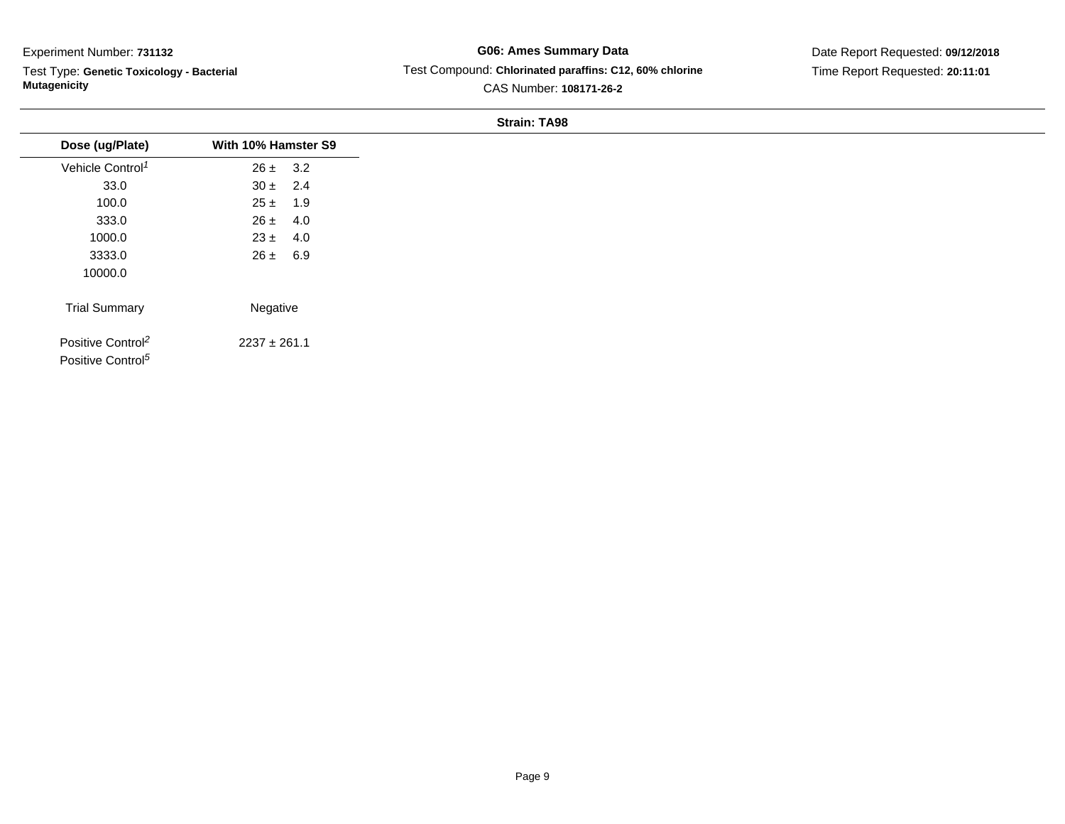Experiment Number: **731132**

Test Type: **Genetic Toxicology - Bacterial Mutagenicity**

**G06: Ames Summary Data**

Test Compound: **Chlorinated paraffins: C12, 60% chlorine**

CAS Number: **108171-26-2**

Date Report Requested: **09/12/2018**

Time Report Requested: **20:11:01**

**Strain: TA98**

| Dose (ug/Plate) | With 10% Hamster S9 |
|---|---|
| Vehicle Control[1] | 26 ± 3.2 |
| 33.0 | 30 ± 2.4 |
| 100.0 | 25 ± 1.9 |
| 333.0 | 26 ± 4.0 |
| 1000.0 | 23 ± 4.0 |
| 3333.0 | 26 ± 6.9 |
| 10000.0 | |
| Trial Summary | Negative |
| Positive Control[2] | 2237 ± 261.1 |
| Positive Control[5] | |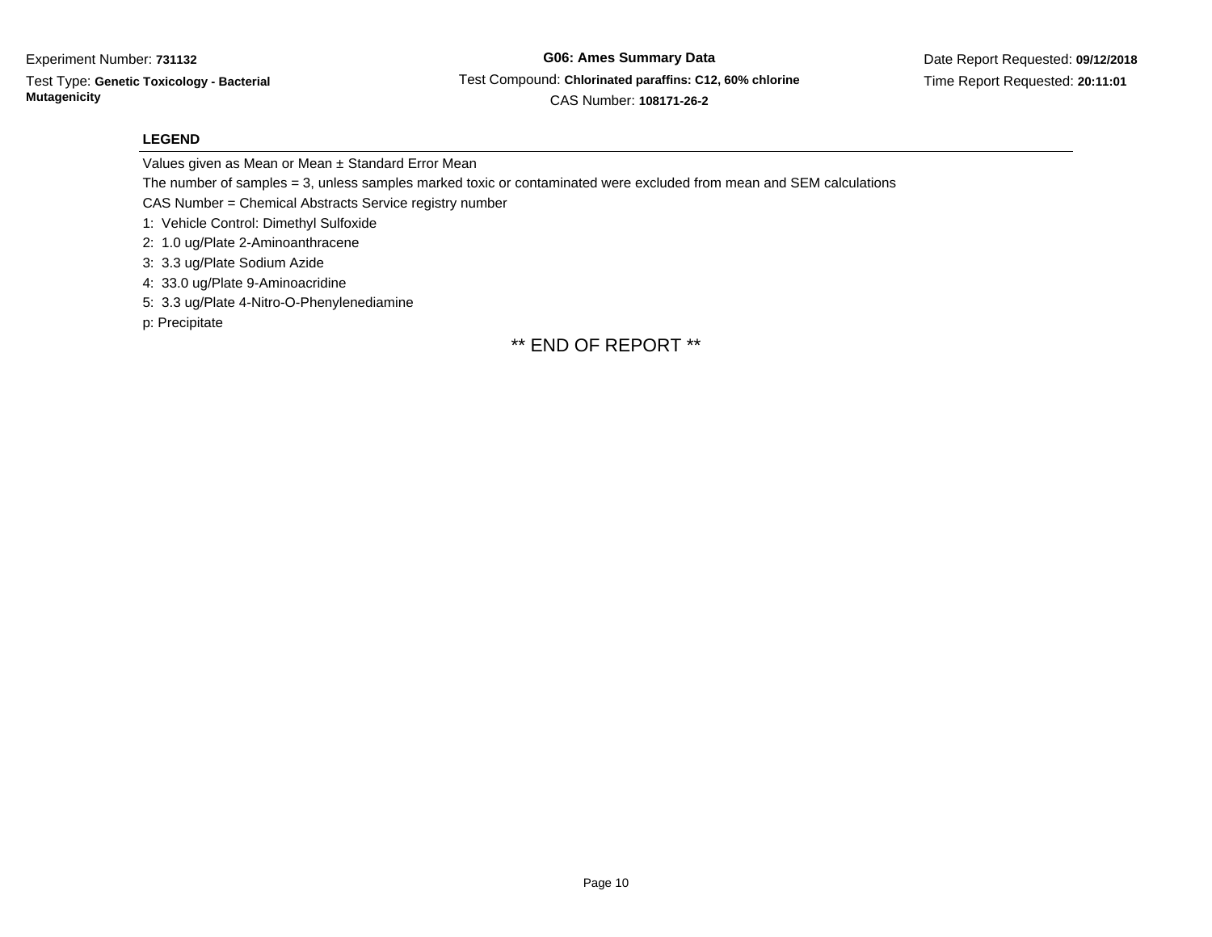**LEGEND**

Values given as Mean or Mean ± Standard Error Mean

The number of samples = 3, unless samples marked toxic or contaminated were excluded from mean and SEM calculations

CAS Number = Chemical Abstracts Service registry number

1: Vehicle Control: Dimethyl Sulfoxide

2: 1.0 ug/Plate 2-Aminoanthracene

3: 3.3 ug/Plate Sodium Azide

4: 33.0 ug/Plate 9-Aminoacridine

5: 3.3 ug/Plate 4-Nitro-O-Phenylenediamine

p: Precipitate

** END OF REPORT **